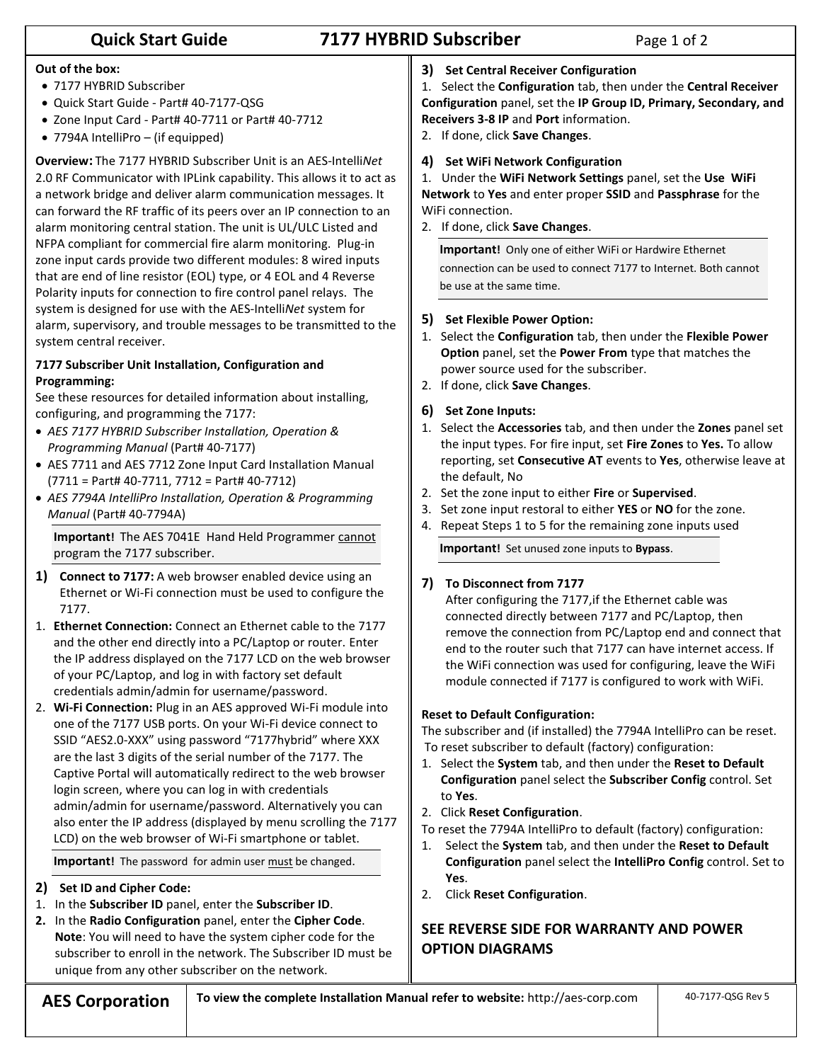# Quick Start Guide — 7177 HYBRID Subscriber

**Out of the box:**

- 7177 HYBRID Subscriber
- Quick Start Guide - Part# 40-7177-QSG
- Zone Input Card - Part# 40-7711 or Part# 40-7712
- 7794A IntelliPro – (if equipped)

**Overview:** The 7177 HYBRID Subscriber Unit is an AES-Intelli*Net* 2.0 RF Communicator with IPLink capability. This allows it to act as a network bridge and deliver alarm communication messages. It can forward the RF traffic of its peers over an IP connection to an alarm monitoring central station. The unit is UL/ULC Listed and NFPA compliant for commercial fire alarm monitoring. Plug-in zone input cards provide two different modules: 8 wired inputs that are end of line resistor (EOL) type, or 4 EOL and 4 Reverse Polarity inputs for connection to fire control panel relays. The system is designed for use with the AES-Intelli*Net* system for alarm, supervisory, and trouble messages to be transmitted to the system central receiver.

**7177 Subscriber Unit Installation, Configuration and Programming:**

See these resources for detailed information about installing, configuring, and programming the 7177:

- *AES 7177 HYBRID Subscriber Installation, Operation & Programming Manual* (Part# 40-7177)
- AES 7711 and AES 7712 Zone Input Card Installation Manual (7711 = Part# 40-7711, 7712 = Part# 40-7712)
- *AES 7794A IntelliPro Installation, Operation & Programming Manual* (Part# 40-7794A)

> **Important!** The AES 7041E Hand Held Programmer cannot program the 7177 subscriber.

### 1) Connect to 7177:

A web browser enabled device using an Ethernet or Wi-Fi connection must be used to configure the 7177.

1. **Ethernet Connection:** Connect an Ethernet cable to the 7177 and the other end directly into a PC/Laptop or router. Enter the IP address displayed on the 7177 LCD on the web browser of your PC/Laptop, and log in with factory set default credentials admin/admin for username/password.
2. **Wi-Fi Connection:** Plug in an AES approved Wi-Fi module into one of the 7177 USB ports. On your Wi-Fi device connect to SSID "AES2.0-XXX" using password "7177hybrid" where XXX are the last 3 digits of the serial number of the 7177. The Captive Portal will automatically redirect to the web browser login screen, where you can log in with credentials admin/admin for username/password. Alternatively you can also enter the IP address (displayed by menu scrolling the 7177 LCD) on the web browser of Wi-Fi smartphone or tablet.

> **Important!** The password for admin user must be changed.

### 2) Set ID and Cipher Code:

1. In the **Subscriber ID** panel, enter the **Subscriber ID**.
2. In the **Radio Configuration** panel, enter the **Cipher Code**. **Note**: You will need to have the system cipher code for the subscriber to enroll in the network. The Subscriber ID must be unique from any other subscriber on the network.

### 3) Set Central Receiver Configuration

1. Select the **Configuration** tab, then under the **Central Receiver Configuration** panel, set the **IP Group ID, Primary, Secondary, and Receivers 3-8 IP** and **Port** information.
2. If done, click **Save Changes**.

### 4) Set WiFi Network Configuration

1. Under the **WiFi Network Settings** panel, set the **Use WiFi Network** to **Yes** and enter proper **SSID** and **Passphrase** for the WiFi connection.
2. If done, click **Save Changes**.

> **Important!** Only one of either WiFi or Hardwire Ethernet connection can be used to connect 7177 to Internet. Both cannot be use at the same time.

### 5) Set Flexible Power Option:

1. Select the **Configuration** tab, then under the **Flexible Power Option** panel, set the **Power From** type that matches the power source used for the subscriber.
2. If done, click **Save Changes**.

### 6) Set Zone Inputs:

1. Select the **Accessories** tab, and then under the **Zones** panel set the input types. For fire input, set **Fire Zones** to **Yes.** To allow reporting, set **Consecutive AT** events to **Yes**, otherwise leave at the default, No
2. Set the zone input to either **Fire** or **Supervised**.
3. Set zone input restoral to either **YES** or **NO** for the zone.
4. Repeat Steps 1 to 5 for the remaining zone inputs used

> **Important!** Set unused zone inputs to **Bypass**.

### 7) To Disconnect from 7177

After configuring the 7177,if the Ethernet cable was connected directly between 7177 and PC/Laptop, then remove the connection from PC/Laptop end and connect that end to the router such that 7177 can have internet access. If the WiFi connection was used for configuring, leave the WiFi module connected if 7177 is configured to work with WiFi.

**Reset to Default Configuration:**

The subscriber and (if installed) the 7794A IntelliPro can be reset.
To reset subscriber to default (factory) configuration:

1. Select the **System** tab, and then under the **Reset to Default Configuration** panel select the **Subscriber Config** control. Set to **Yes**.
2. Click **Reset Configuration**.

To reset the 7794A IntelliPro to default (factory) configuration:

1. Select the **System** tab, and then under the **Reset to Default Configuration** panel select the **IntelliPro Config** control. Set to **Yes**.
2. Click **Reset Configuration**.

**SEE REVERSE SIDE FOR WARRANTY AND POWER OPTION DIAGRAMS**

**AES Corporation** | **To view the complete Installation Manual refer to website:** http://aes-corp.com | 40-7177-QSG Rev 5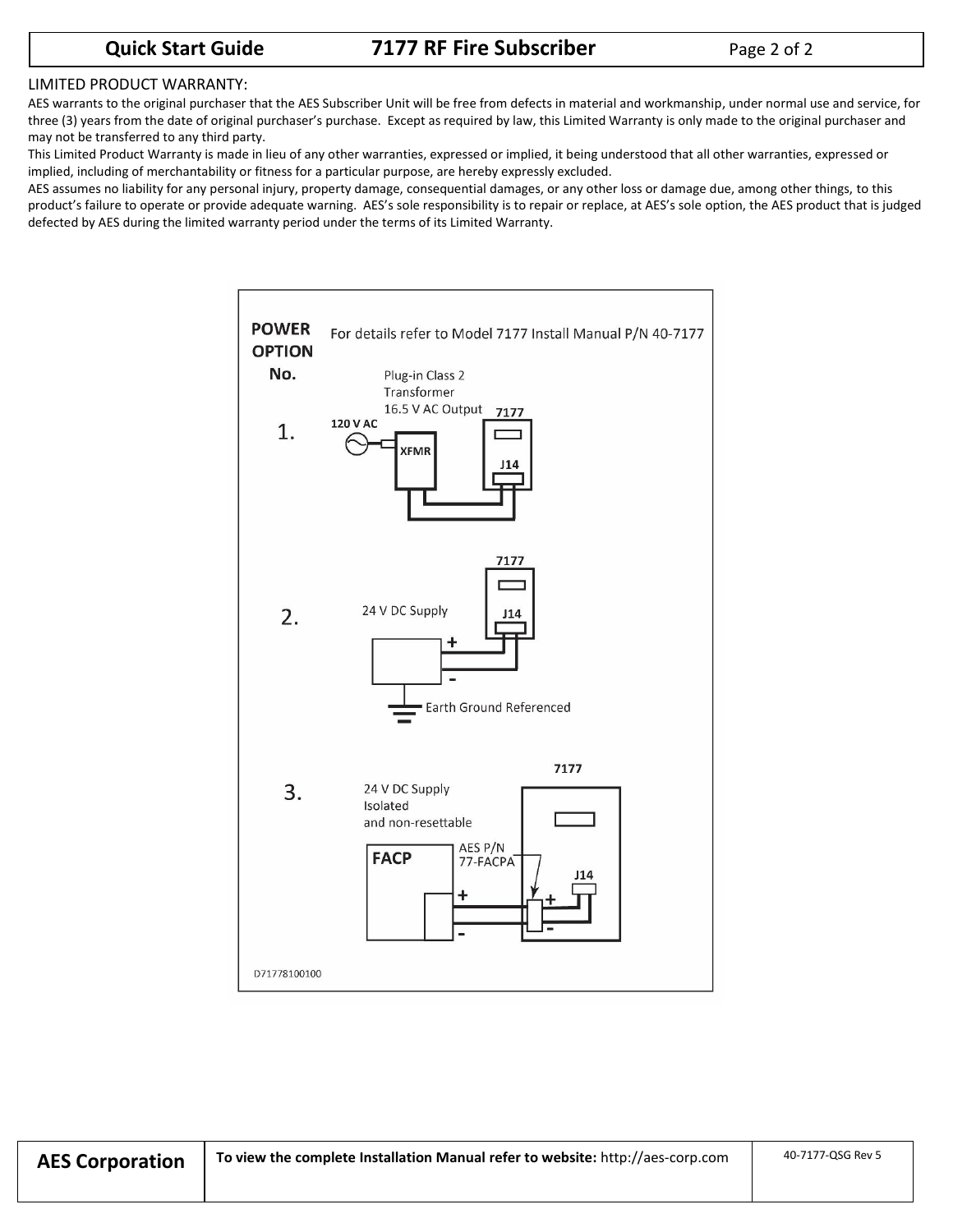LIMITED PRODUCT WARRANTY:

AES warrants to the original purchaser that the AES Subscriber Unit will be free from defects in material and workmanship, under normal use and service, for three (3) years from the date of original purchaser's purchase. Except as required by law, this Limited Warranty is only made to the original purchaser and may not be transferred to any third party.

This Limited Product Warranty is made in lieu of any other warranties, expressed or implied, it being understood that all other warranties, expressed or implied, including of merchantability or fitness for a particular purpose, are hereby expressly excluded.

AES assumes no liability for any personal injury, property damage, consequential damages, or any other loss or damage due, among other things, to this product's failure to operate or provide adequate warning. AES's sole responsibility is to repair or replace, at AES's sole option, the AES product that is judged defected by AES during the limited warranty period under the terms of its Limited Warranty.

POWER OPTION No.

For details refer to Model 7177 Install Manual P/N 40-7177

1.

120 V AC

Plug-in Class 2 Transformer 16.5 V AC Output

XFMR

7177

J14

2.

24 V DC Supply

7177

J14

+

-

Earth Ground Referenced

3.

24 V DC Supply Isolated and non-resettable

FACP

AES P/N 77-FACPA

7177

J14

+

-

D71778100100

| | | |
|---|---|---|
| **AES Corporation** | **To view the complete Installation Manual refer to website:** http://aes-corp.com | 40-7177-QSG Rev 5 |